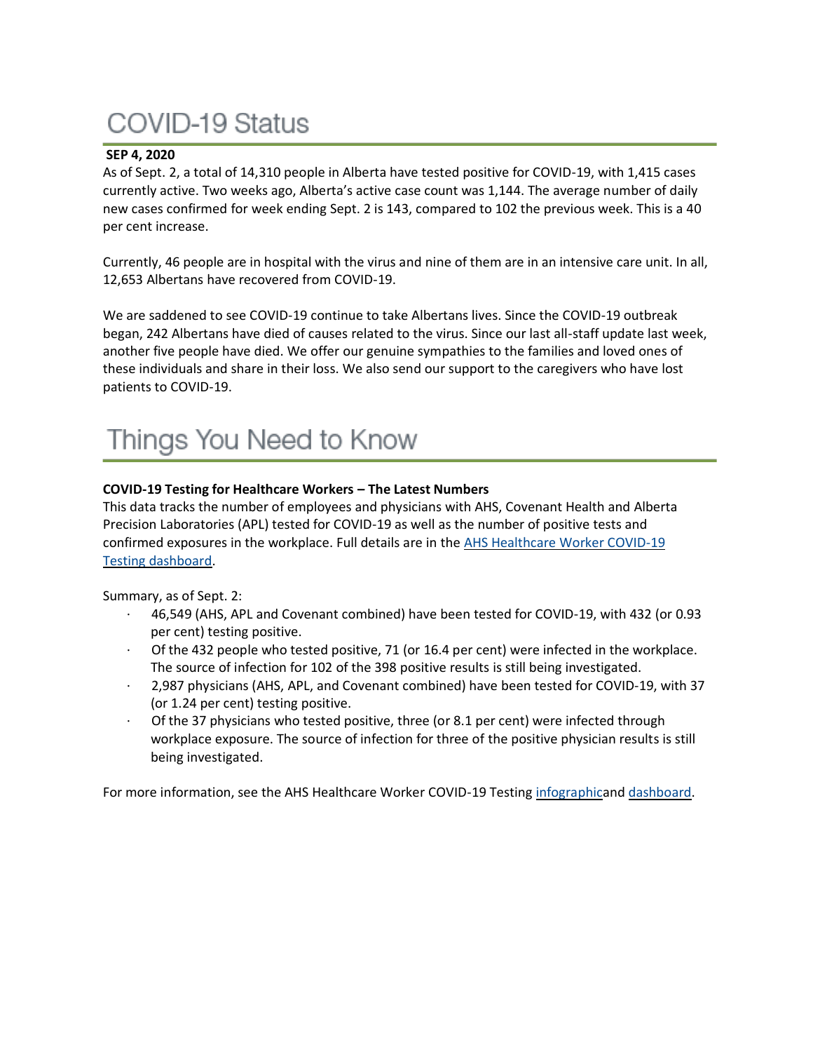# COVID-19 Status

**SEP 4, 2020**

As of Sept. 2, a total of 14,310 people in Alberta have tested positive for COVID-19, with 1,415 cases currently active. Two weeks ago, Alberta's active case count was 1,144. The average number of daily new cases confirmed for week ending Sept. 2 is 143, compared to 102 the previous week. This is a 40 per cent increase.

Currently, 46 people are in hospital with the virus and nine of them are in an intensive care unit. In all, 12,653 Albertans have recovered from COVID-19.

We are saddened to see COVID-19 continue to take Albertans lives. Since the COVID-19 outbreak began, 242 Albertans have died of causes related to the virus. Since our last all-staff update last week, another five people have died. We offer our genuine sympathies to the families and loved ones of these individuals and share in their loss. We also send our support to the caregivers who have lost patients to COVID-19.

# Things You Need to Know

**COVID-19 Testing for Healthcare Workers – The Latest Numbers**

This data tracks the number of employees and physicians with AHS, Covenant Health and Alberta Precision Laboratories (APL) tested for COVID-19 as well as the number of positive tests and confirmed exposures in the workplace. Full details are in the AHS Healthcare Worker COVID-19 Testing dashboard.

Summary, as of Sept. 2:

- 46,549 (AHS, APL and Covenant combined) have been tested for COVID-19, with 432 (or 0.93 per cent) testing positive.
- Of the 432 people who tested positive, 71 (or 16.4 per cent) were infected in the workplace. The source of infection for 102 of the 398 positive results is still being investigated.
- 2,987 physicians (AHS, APL, and Covenant combined) have been tested for COVID-19, with 37 (or 1.24 per cent) testing positive.
- Of the 37 physicians who tested positive, three (or 8.1 per cent) were infected through workplace exposure. The source of infection for three of the positive physician results is still being investigated.

For more information, see the AHS Healthcare Worker COVID-19 Testing infographicand dashboard.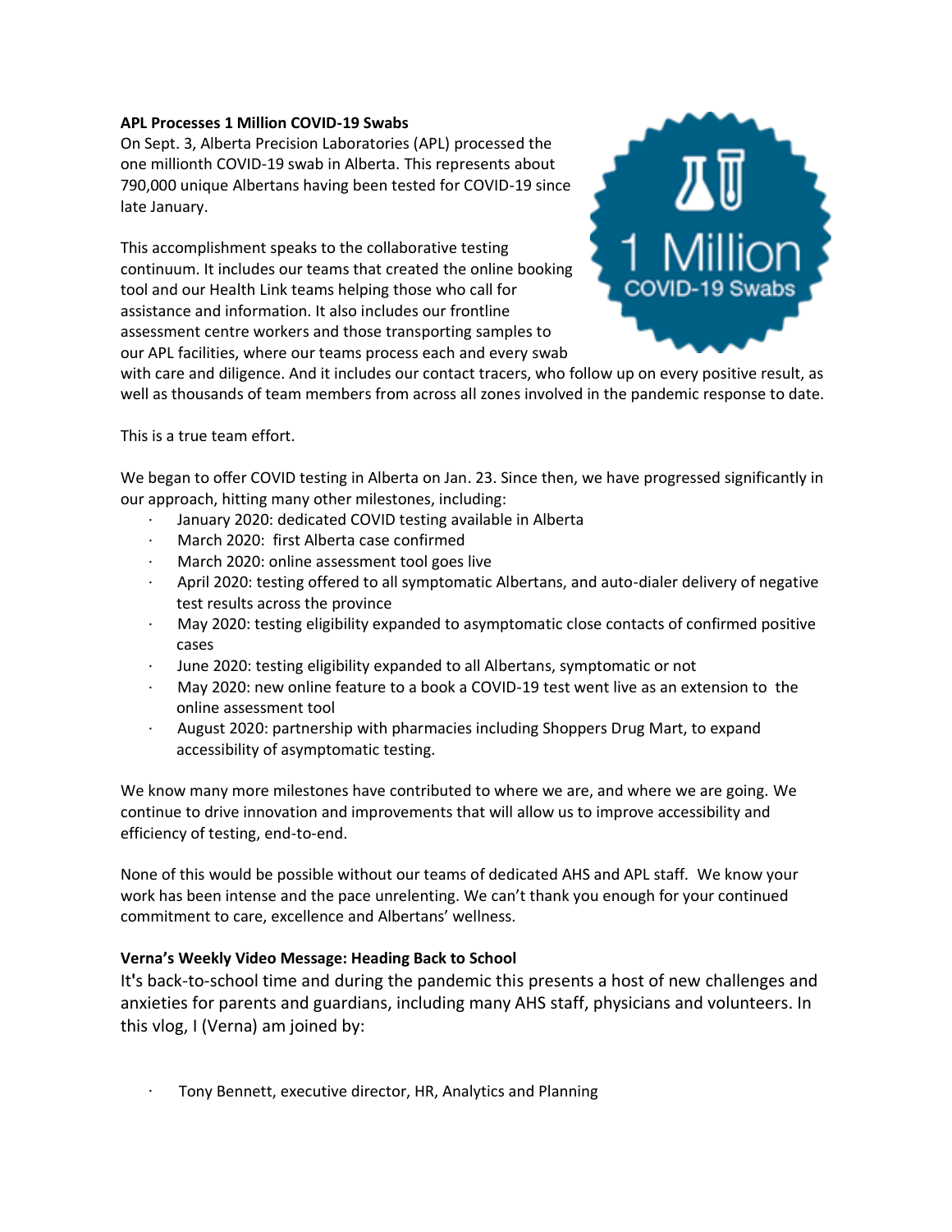**APL Processes 1 Million COVID-19 Swabs**

On Sept. 3, Alberta Precision Laboratories (APL) processed the one millionth COVID-19 swab in Alberta. This represents about 790,000 unique Albertans having been tested for COVID-19 since late January.

This accomplishment speaks to the collaborative testing continuum. It includes our teams that created the online booking tool and our Health Link teams helping those who call for assistance and information. It also includes our frontline assessment centre workers and those transporting samples to our APL facilities, where our teams process each and every swab with care and diligence. And it includes our contact tracers, who follow up on every positive result, as well as thousands of team members from across all zones involved in the pandemic response to date.

This is a true team effort.

We began to offer COVID testing in Alberta on Jan. 23. Since then, we have progressed significantly in our approach, hitting many other milestones, including:

- January 2020: dedicated COVID testing available in Alberta
- March 2020: first Alberta case confirmed
- March 2020: online assessment tool goes live
- April 2020: testing offered to all symptomatic Albertans, and auto-dialer delivery of negative test results across the province
- May 2020: testing eligibility expanded to asymptomatic close contacts of confirmed positive cases
- June 2020: testing eligibility expanded to all Albertans, symptomatic or not
- May 2020: new online feature to a book a COVID-19 test went live as an extension to the online assessment tool
- August 2020: partnership with pharmacies including Shoppers Drug Mart, to expand accessibility of asymptomatic testing.

We know many more milestones have contributed to where we are, and where we are going. We continue to drive innovation and improvements that will allow us to improve accessibility and efficiency of testing, end-to-end.

None of this would be possible without our teams of dedicated AHS and APL staff. We know your work has been intense and the pace unrelenting. We can't thank you enough for your continued commitment to care, excellence and Albertans' wellness.

**Verna's Weekly Video Message: Heading Back to School**

It's back-to-school time and during the pandemic this presents a host of new challenges and anxieties for parents and guardians, including many AHS staff, physicians and volunteers. In this vlog, I (Verna) am joined by:

- Tony Bennett, executive director, HR, Analytics and Planning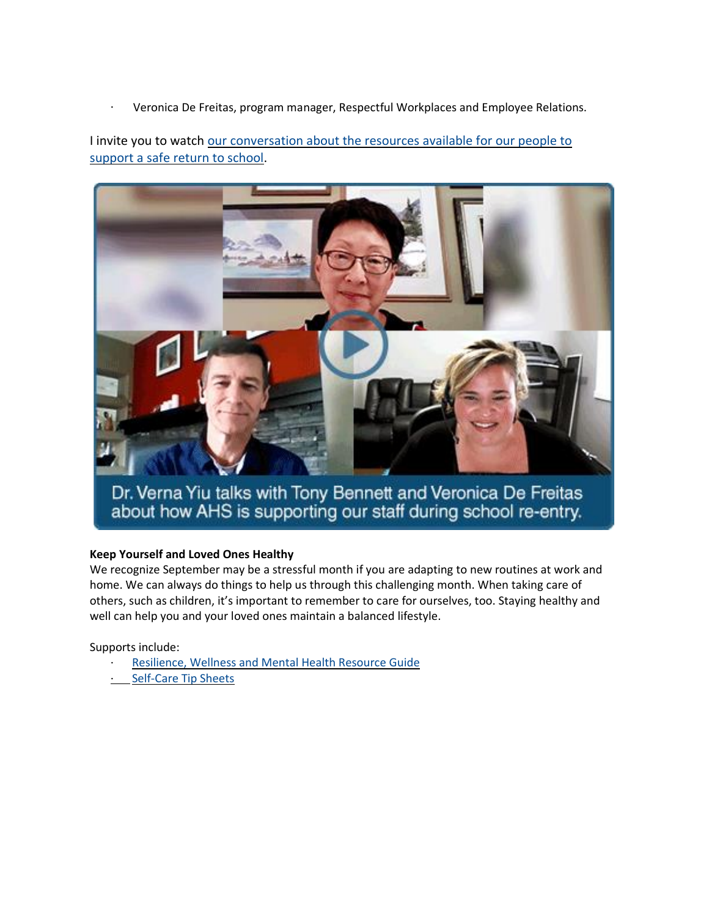- Veronica De Freitas, program manager, Respectful Workplaces and Employee Relations.

I invite you to watch [our conversation about the resources available for our people to support a safe return to school]().

Dr. Verna Yiu talks with Tony Bennett and Veronica De Freitas about how AHS is supporting our staff during school re-entry.

**Keep Yourself and Loved Ones Healthy**

We recognize September may be a stressful month if you are adapting to new routines at work and home. We can always do things to help us through this challenging month. When taking care of others, such as children, it's important to remember to care for ourselves, too. Staying healthy and well can help you and your loved ones maintain a balanced lifestyle.

Supports include:

- [Resilience, Wellness and Mental Health Resource Guide]()
- [Self-Care Tip Sheets]()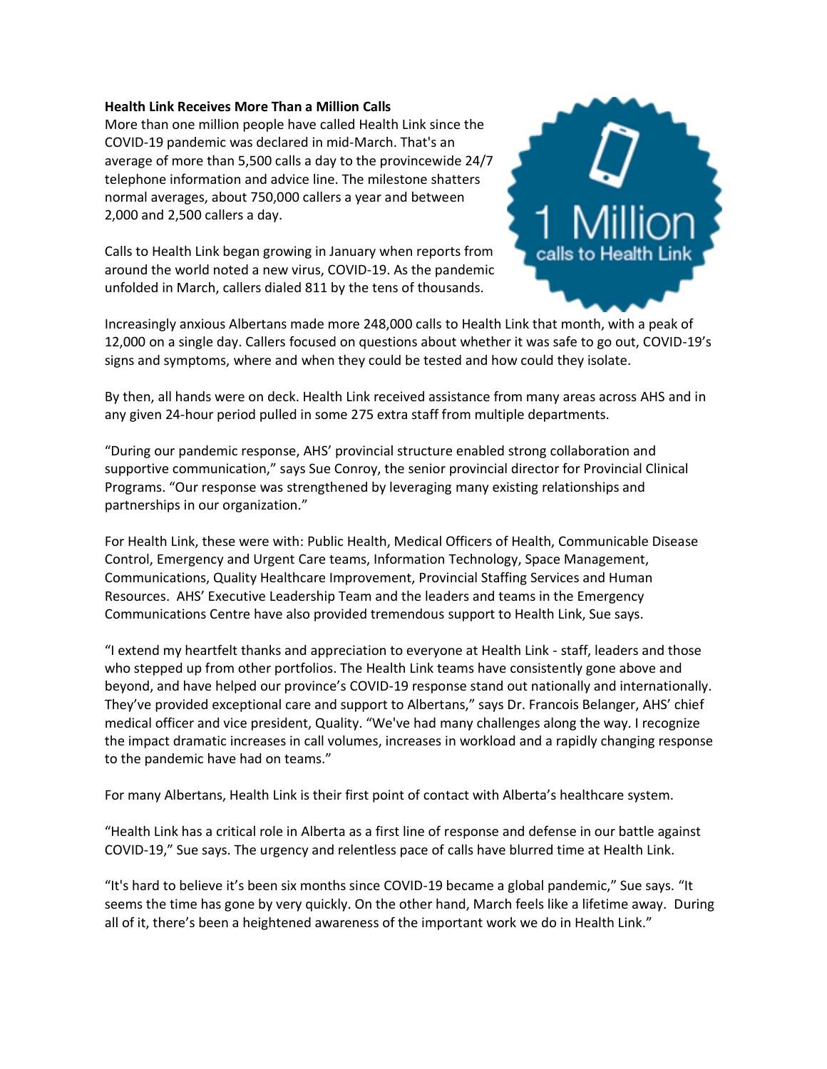**Health Link Receives More Than a Million Calls**

More than one million people have called Health Link since the COVID-19 pandemic was declared in mid-March. That's an average of more than 5,500 calls a day to the provincewide 24/7 telephone information and advice line. The milestone shatters normal averages, about 750,000 callers a year and between 2,000 and 2,500 callers a day.

Calls to Health Link began growing in January when reports from around the world noted a new virus, COVID-19. As the pandemic unfolded in March, callers dialed 811 by the tens of thousands.

Increasingly anxious Albertans made more 248,000 calls to Health Link that month, with a peak of 12,000 on a single day. Callers focused on questions about whether it was safe to go out, COVID-19's signs and symptoms, where and when they could be tested and how could they isolate.

By then, all hands were on deck. Health Link received assistance from many areas across AHS and in any given 24-hour period pulled in some 275 extra staff from multiple departments.

"During our pandemic response, AHS' provincial structure enabled strong collaboration and supportive communication," says Sue Conroy, the senior provincial director for Provincial Clinical Programs. "Our response was strengthened by leveraging many existing relationships and partnerships in our organization."

For Health Link, these were with: Public Health, Medical Officers of Health, Communicable Disease Control, Emergency and Urgent Care teams, Information Technology, Space Management, Communications, Quality Healthcare Improvement, Provincial Staffing Services and Human Resources. AHS' Executive Leadership Team and the leaders and teams in the Emergency Communications Centre have also provided tremendous support to Health Link, Sue says.

"I extend my heartfelt thanks and appreciation to everyone at Health Link - staff, leaders and those who stepped up from other portfolios. The Health Link teams have consistently gone above and beyond, and have helped our province's COVID-19 response stand out nationally and internationally. They've provided exceptional care and support to Albertans," says Dr. Francois Belanger, AHS' chief medical officer and vice president, Quality. "We've had many challenges along the way. I recognize the impact dramatic increases in call volumes, increases in workload and a rapidly changing response to the pandemic have had on teams."

For many Albertans, Health Link is their first point of contact with Alberta's healthcare system.

"Health Link has a critical role in Alberta as a first line of response and defense in our battle against COVID-19," Sue says. The urgency and relentless pace of calls have blurred time at Health Link.

"It's hard to believe it's been six months since COVID-19 became a global pandemic," Sue says. "It seems the time has gone by very quickly. On the other hand, March feels like a lifetime away. During all of it, there's been a heightened awareness of the important work we do in Health Link."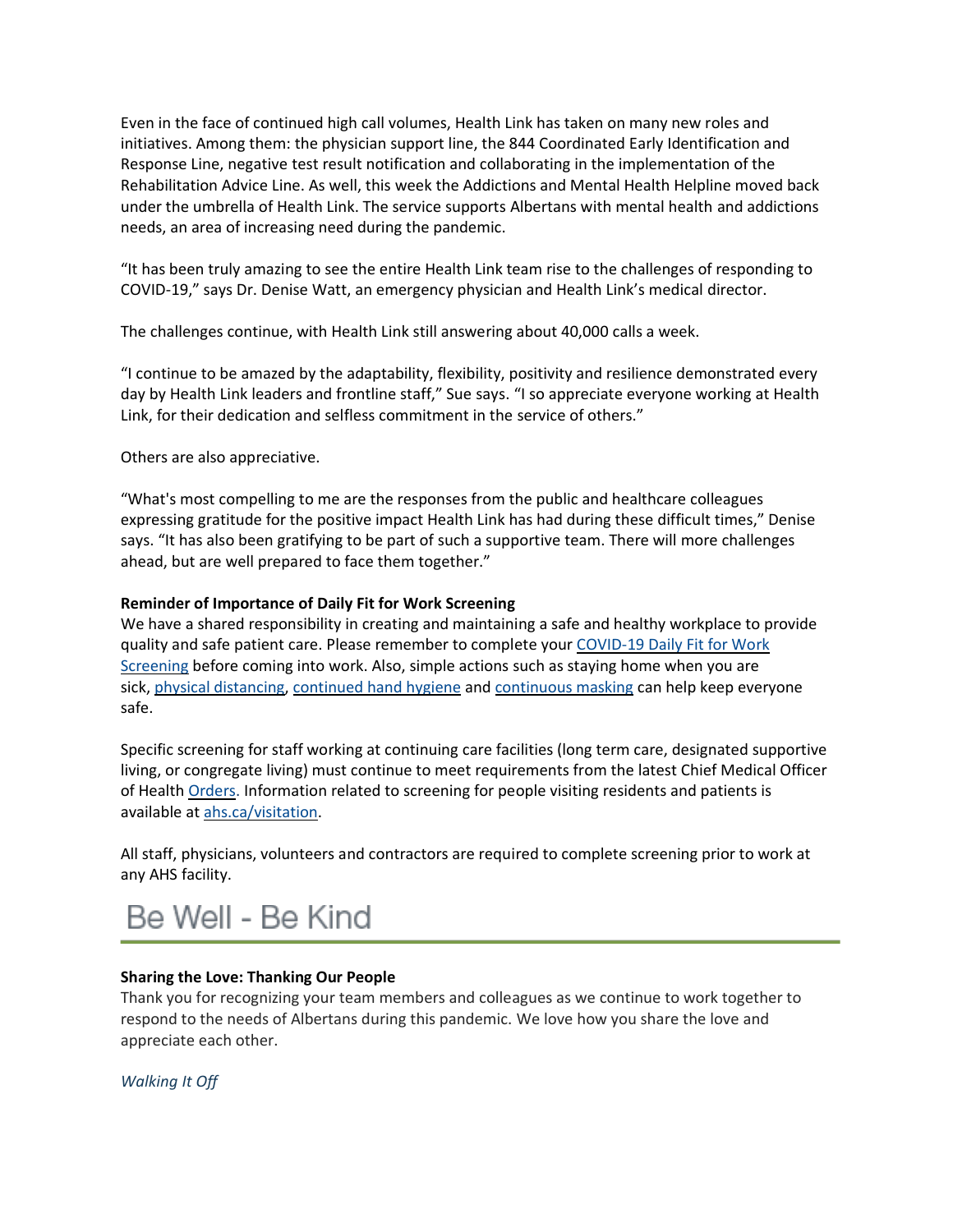Even in the face of continued high call volumes, Health Link has taken on many new roles and initiatives. Among them: the physician support line, the 844 Coordinated Early Identification and Response Line, negative test result notification and collaborating in the implementation of the Rehabilitation Advice Line. As well, this week the Addictions and Mental Health Helpline moved back under the umbrella of Health Link. The service supports Albertans with mental health and addictions needs, an area of increasing need during the pandemic.

"It has been truly amazing to see the entire Health Link team rise to the challenges of responding to COVID-19," says Dr. Denise Watt, an emergency physician and Health Link's medical director.

The challenges continue, with Health Link still answering about 40,000 calls a week.

"I continue to be amazed by the adaptability, flexibility, positivity and resilience demonstrated every day by Health Link leaders and frontline staff," Sue says. "I so appreciate everyone working at Health Link, for their dedication and selfless commitment in the service of others."

Others are also appreciative.

"What's most compelling to me are the responses from the public and healthcare colleagues expressing gratitude for the positive impact Health Link has had during these difficult times," Denise says. "It has also been gratifying to be part of such a supportive team. There will more challenges ahead, but are well prepared to face them together."

**Reminder of Importance of Daily Fit for Work Screening**

We have a shared responsibility in creating and maintaining a safe and healthy workplace to provide quality and safe patient care. Please remember to complete your COVID-19 Daily Fit for Work Screening before coming into work. Also, simple actions such as staying home when you are sick, physical distancing, continued hand hygiene and continuous masking can help keep everyone safe.

Specific screening for staff working at continuing care facilities (long term care, designated supportive living, or congregate living) must continue to meet requirements from the latest Chief Medical Officer of Health Orders. Information related to screening for people visiting residents and patients is available at ahs.ca/visitation.

All staff, physicians, volunteers and contractors are required to complete screening prior to work at any AHS facility.

# Be Well - Be Kind

**Sharing the Love: Thanking Our People**

Thank you for recognizing your team members and colleagues as we continue to work together to respond to the needs of Albertans during this pandemic. We love how you share the love and appreciate each other.

*Walking It Off*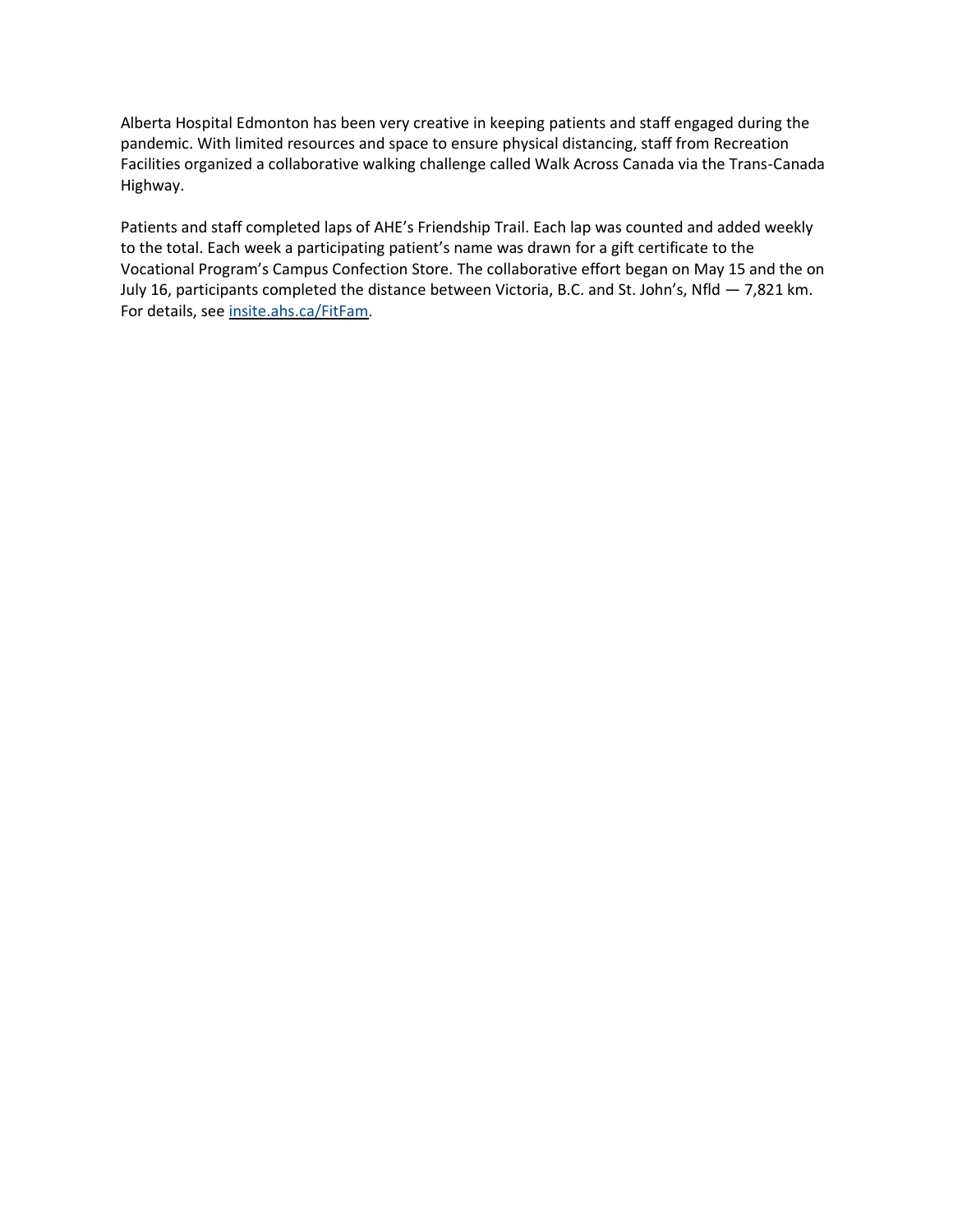Alberta Hospital Edmonton has been very creative in keeping patients and staff engaged during the pandemic. With limited resources and space to ensure physical distancing, staff from Recreation Facilities organized a collaborative walking challenge called Walk Across Canada via the Trans-Canada Highway.

Patients and staff completed laps of AHE's Friendship Trail. Each lap was counted and added weekly to the total. Each week a participating patient's name was drawn for a gift certificate to the Vocational Program's Campus Confection Store. The collaborative effort began on May 15 and the on July 16, participants completed the distance between Victoria, B.C. and St. John's, Nfld — 7,821 km. For details, see [insite.ahs.ca/FitFam](insite.ahs.ca/FitFam).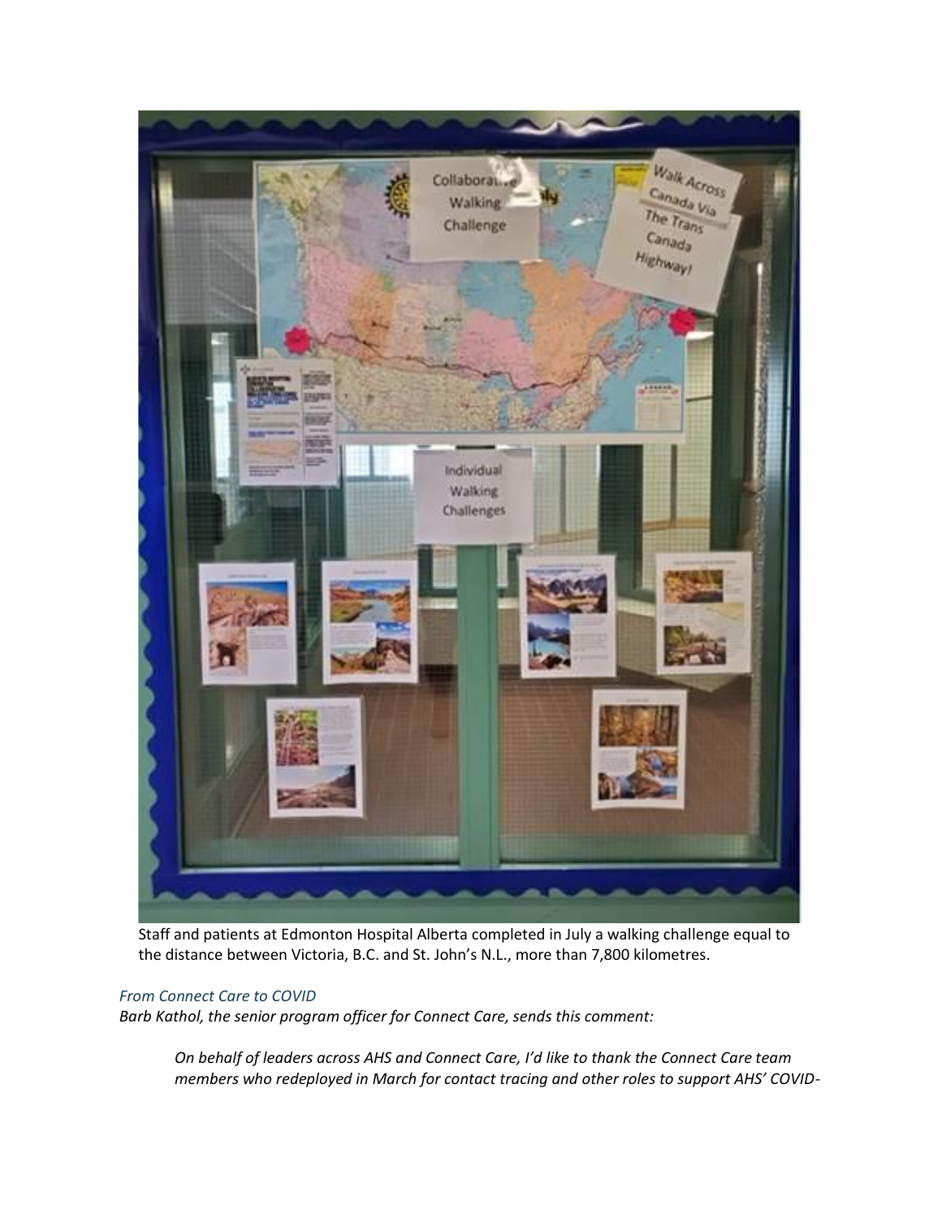Staff and patients at Edmonton Hospital Alberta completed in July a walking challenge equal to the distance between Victoria, B.C. and St. John's N.L., more than 7,800 kilometres.

*From Connect Care to COVID*

*Barb Kathol, the senior program officer for Connect Care, sends this comment:*

> *On behalf of leaders across AHS and Connect Care, I'd like to thank the Connect Care team members who redeployed in March for contact tracing and other roles to support AHS' COVID-*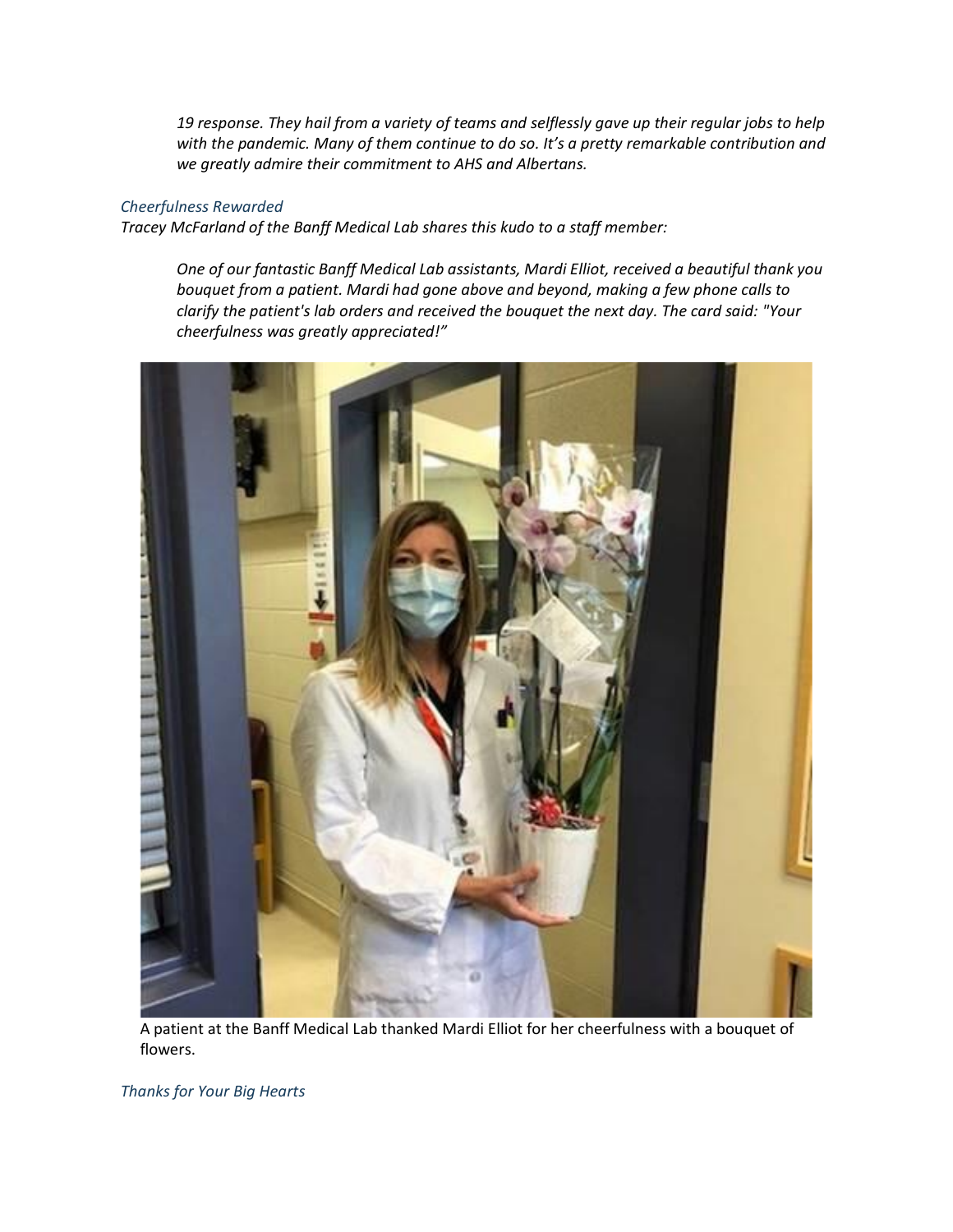*19 response. They hail from a variety of teams and selflessly gave up their regular jobs to help with the pandemic. Many of them continue to do so. It's a pretty remarkable contribution and we greatly admire their commitment to AHS and Albertans.*

*Cheerfulness Rewarded*

*Tracey McFarland of the Banff Medical Lab shares this kudo to a staff member:*

*One of our fantastic Banff Medical Lab assistants, Mardi Elliot, received a beautiful thank you bouquet from a patient. Mardi had gone above and beyond, making a few phone calls to clarify the patient's lab orders and received the bouquet the next day. The card said: "Your cheerfulness was greatly appreciated!"*

A patient at the Banff Medical Lab thanked Mardi Elliot for her cheerfulness with a bouquet of flowers.

*Thanks for Your Big Hearts*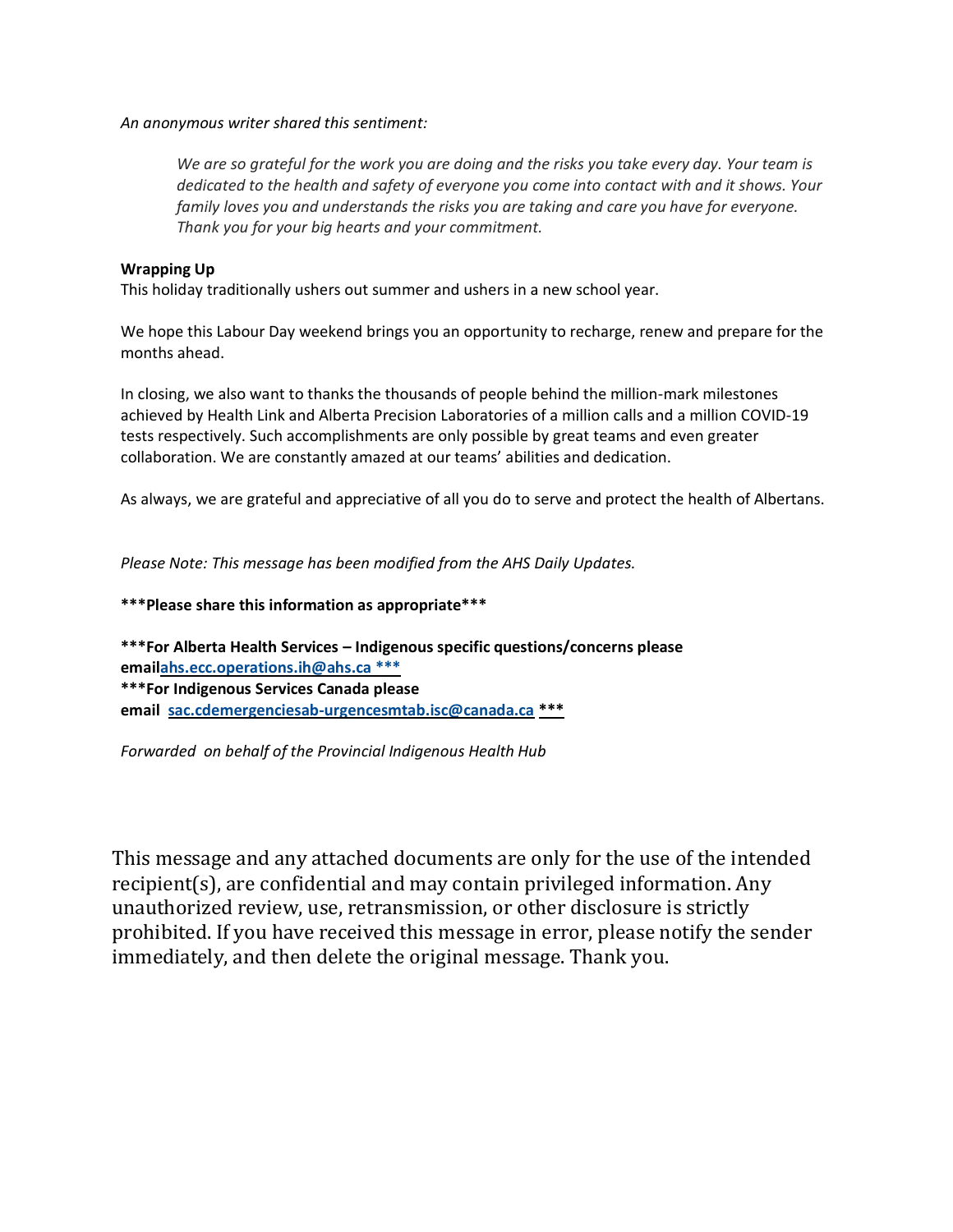*An anonymous writer shared this sentiment:*

> *We are so grateful for the work you are doing and the risks you take every day. Your team is dedicated to the health and safety of everyone you come into contact with and it shows. Your family loves you and understands the risks you are taking and care you have for everyone. Thank you for your big hearts and your commitment.*

**Wrapping Up**

This holiday traditionally ushers out summer and ushers in a new school year.

We hope this Labour Day weekend brings you an opportunity to recharge, renew and prepare for the months ahead.

In closing, we also want to thanks the thousands of people behind the million-mark milestones achieved by Health Link and Alberta Precision Laboratories of a million calls and a million COVID-19 tests respectively. Such accomplishments are only possible by great teams and even greater collaboration. We are constantly amazed at our teams' abilities and dedication.

As always, we are grateful and appreciative of all you do to serve and protect the health of Albertans.

*Please Note: This message has been modified from the AHS Daily Updates.*

**\*\*\*Please share this information as appropriate\*\*\***

**\*\*\*For Alberta Health Services – Indigenous specific questions/concerns please emailahs.ecc.operations.ih@ahs.ca \*\*\***
**\*\*\*For Indigenous Services Canada please email sac.cdemergenciesab-urgencesmtab.isc@canada.ca \*\*\***

*Forwarded on behalf of the Provincial Indigenous Health Hub*

This message and any attached documents are only for the use of the intended recipient(s), are confidential and may contain privileged information. Any unauthorized review, use, retransmission, or other disclosure is strictly prohibited. If you have received this message in error, please notify the sender immediately, and then delete the original message. Thank you.